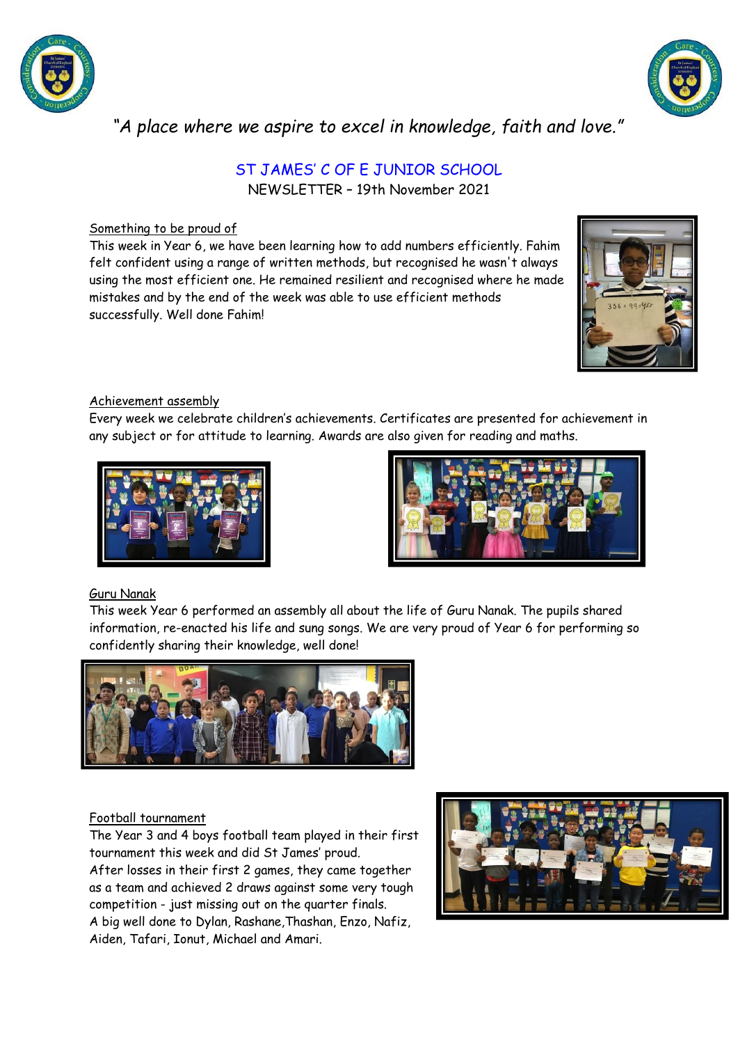*"A place where we aspire to excel in knowledge, faith and love."*

# ST JAMES' C OF E JUNIOR SCHOOL

NEWSLETTER – 19th November 2021

## Something to be proud of

This week in Year 6, we have been learning how to add numbers efficiently. Fahim felt confident using a range of written methods, but recognised he wasn't always using the most efficient one. He remained resilient and recognised where he made mistakes and by the end of the week was able to use efficient methods successfully. Well done Fahim!

## Achievement assembly

Every week we celebrate children's achievements. Certificates are presented for achievement in any subject or for attitude to learning. Awards are also given for reading and maths.

## Guru Nanak

This week Year 6 performed an assembly all about the life of Guru Nanak. The pupils shared information, re-enacted his life and sung songs. We are very proud of Year 6 for performing so confidently sharing their knowledge, well done!

## Football tournament

The Year 3 and 4 boys football team played in their first tournament this week and did St James' proud.
After losses in their first 2 games, they came together as a team and achieved 2 draws against some very tough competition - just missing out on the quarter finals.
A big well done to Dylan, Rashane,Thashan, Enzo, Nafiz, Aiden, Tafari, Ionut, Michael and Amari.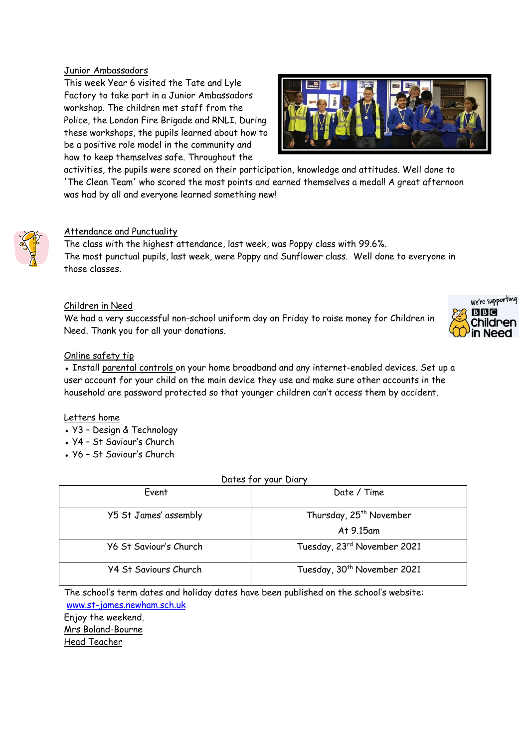## Junior Ambassadors

This week Year 6 visited the Tate and Lyle Factory to take part in a Junior Ambassadors workshop. The children met staff from the Police, the London Fire Brigade and RNLI. During these workshops, the pupils learned about how to be a positive role model in the community and how to keep themselves safe. Throughout the activities, the pupils were scored on their participation, knowledge and attitudes. Well done to 'The Clean Team' who scored the most points and earned themselves a medal! A great afternoon was had by all and everyone learned something new!

## Attendance and Punctuality

The class with the highest attendance, last week, was Poppy class with 99.6%.
The most punctual pupils, last week, were Poppy and Sunflower class. Well done to everyone in those classes.

## Children in Need

We had a very successful non-school uniform day on Friday to raise money for Children in Need. Thank you for all your donations.

## Online safety tip

- Install parental controls on your home broadband and any internet-enabled devices. Set up a user account for your child on the main device they use and make sure other accounts in the household are password protected so that younger children can't access them by accident.

## Letters home

- Y3 – Design & Technology
- Y4 – St Saviour's Church
- Y6 – St Saviour's Church

## Dates for your Diary

| Event | Date / Time |
|---|---|
| Y5 St James' assembly | Thursday, 25th November At 9.15am |
| Y6 St Saviour's Church | Tuesday, 23rd November 2021 |
| Y4 St Saviours Church | Tuesday, 30th November 2021 |

The school's term dates and holiday dates have been published on the school's website: www.st-james.newham.sch.uk

Enjoy the weekend.

Mrs Boland-Bourne
Head Teacher